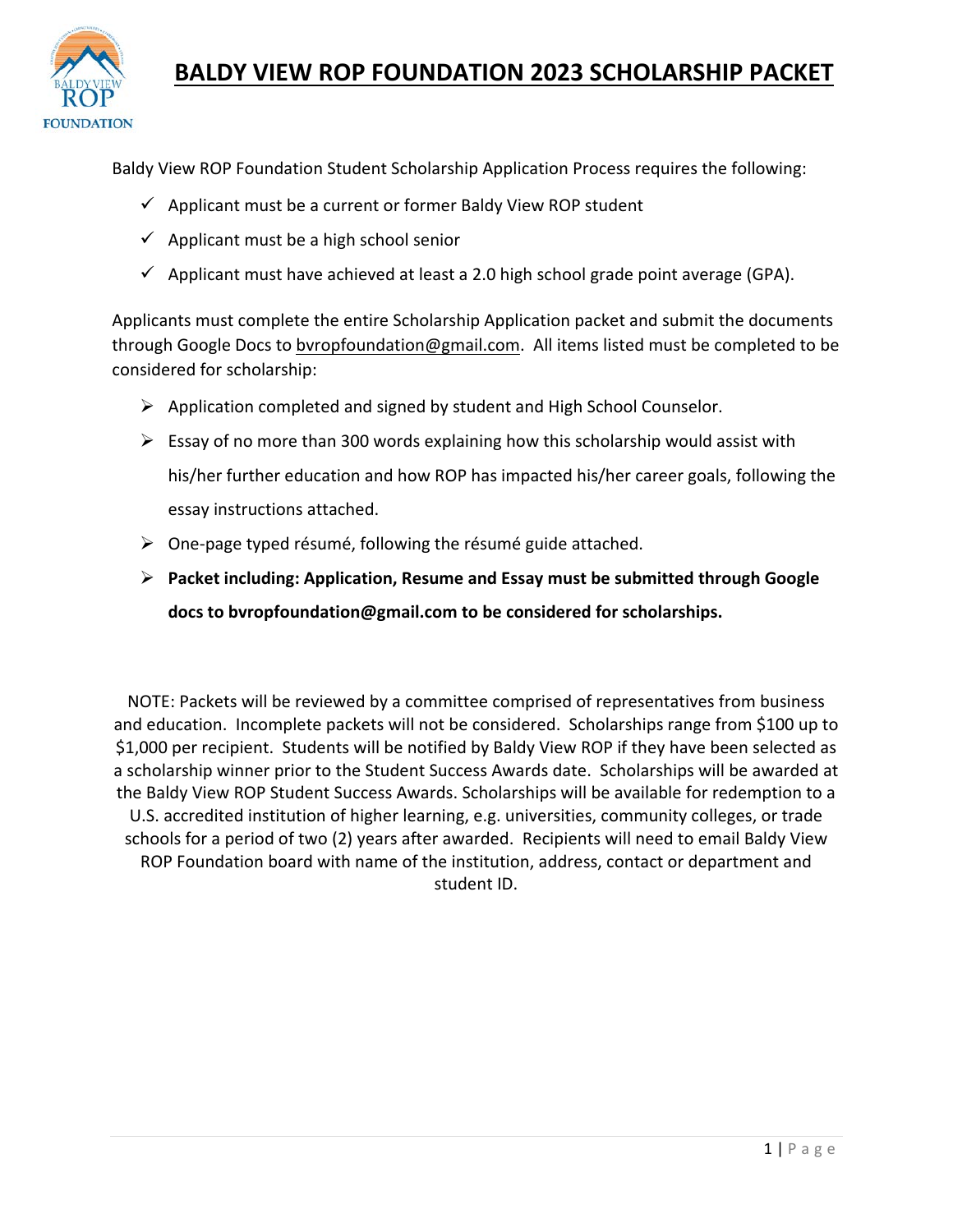# BALDY VIEW ROP FOUNDATION 2023 SCHOLARSHIP PACKET

Baldy View ROP Foundation Student Scholarship Application Process requires the following:

- ✓ Applicant must be a current or former Baldy View ROP student
- ✓ Applicant must be a high school senior
- ✓ Applicant must have achieved at least a 2.0 high school grade point average (GPA).

Applicants must complete the entire Scholarship Application packet and submit the documents through Google Docs to bvropfoundation@gmail.com. All items listed must be completed to be considered for scholarship:

- Application completed and signed by student and High School Counselor.
- Essay of no more than 300 words explaining how this scholarship would assist with his/her further education and how ROP has impacted his/her career goals, following the essay instructions attached.
- One-page typed résumé, following the résumé guide attached.
- **Packet including: Application, Resume and Essay must be submitted through Google docs to bvropfoundation@gmail.com to be considered for scholarships.**

NOTE: Packets will be reviewed by a committee comprised of representatives from business and education. Incomplete packets will not be considered. Scholarships range from $100 up to $1,000 per recipient. Students will be notified by Baldy View ROP if they have been selected as a scholarship winner prior to the Student Success Awards date. Scholarships will be awarded at the Baldy View ROP Student Success Awards. Scholarships will be available for redemption to a U.S. accredited institution of higher learning, e.g. universities, community colleges, or trade schools for a period of two (2) years after awarded. Recipients will need to email Baldy View ROP Foundation board with name of the institution, address, contact or department and student ID.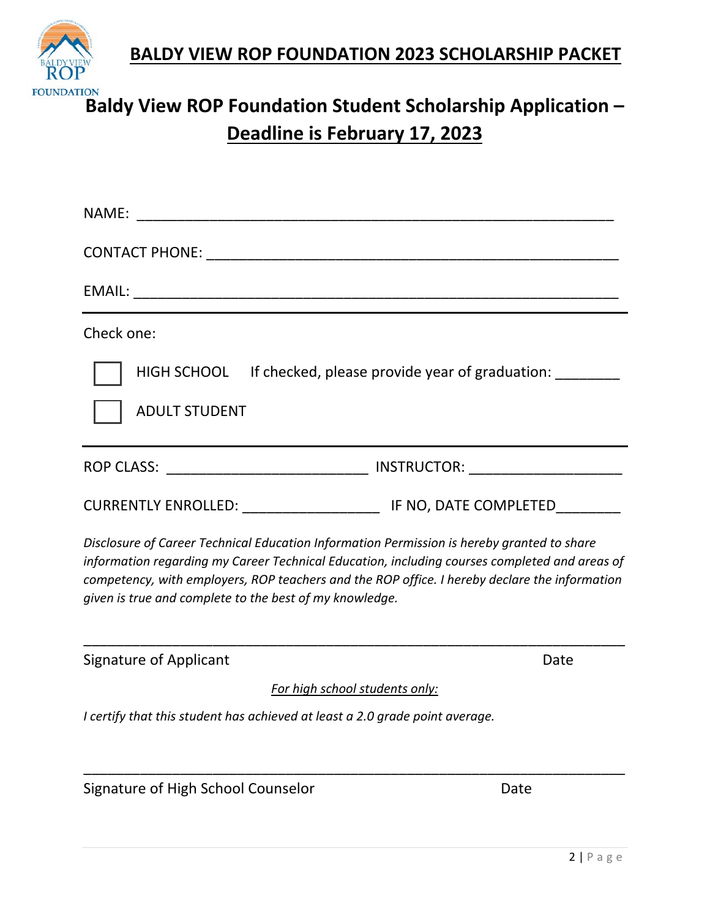# BALDY VIEW ROP FOUNDATION 2023 SCHOLARSHIP PACKET

## Baldy View ROP Foundation Student Scholarship Application – Deadline is February 17, 2023

NAME: ____________________________________________________________

CONTACT PHONE: ____________________________________________________

EMAIL: _____________________________________________________________

---

Check one:

☐ HIGH SCHOOL If checked, please provide year of graduation: ________

☐ ADULT STUDENT

---

ROP CLASS: _________________________ INSTRUCTOR: ___________________

CURRENTLY ENROLLED: _________________ IF NO, DATE COMPLETED________

*Disclosure of Career Technical Education Information Permission is hereby granted to share information regarding my Career Technical Education, including courses completed and areas of competency, with employers, ROP teachers and the ROP office. I hereby declare the information given is true and complete to the best of my knowledge.*

___________________________________________________________________

Signature of Applicant Date

*For high school students only:*

*I certify that this student has achieved at least a 2.0 grade point average.*

___________________________________________________________________

Signature of High School Counselor Date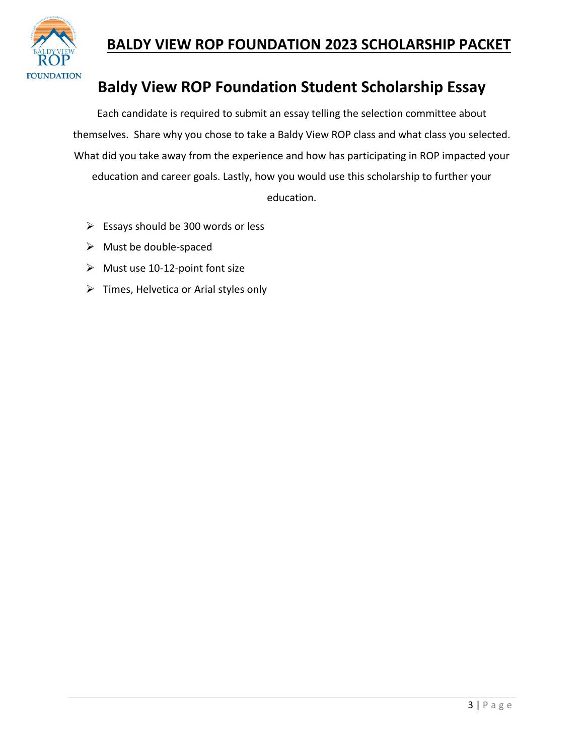# BALDY VIEW ROP FOUNDATION 2023 SCHOLARSHIP PACKET

## Baldy View ROP Foundation Student Scholarship Essay

Each candidate is required to submit an essay telling the selection committee about themselves. Share why you chose to take a Baldy View ROP class and what class you selected. What did you take away from the experience and how has participating in ROP impacted your education and career goals. Lastly, how you would use this scholarship to further your education.

- Essays should be 300 words or less
- Must be double-spaced
- Must use 10-12-point font size
- Times, Helvetica or Arial styles only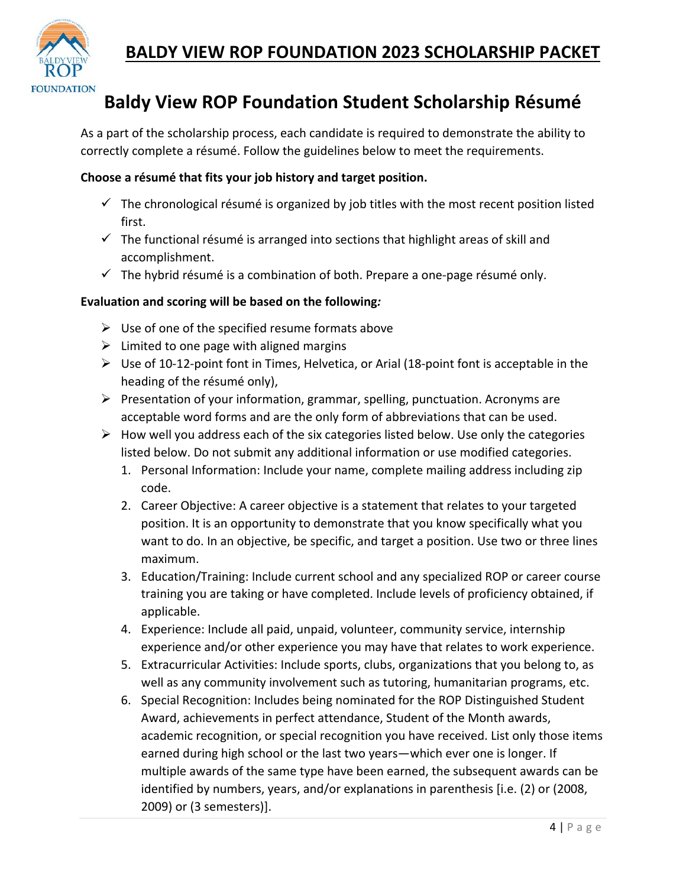# BALDY VIEW ROP FOUNDATION 2023 SCHOLARSHIP PACKET

## Baldy View ROP Foundation Student Scholarship Résumé

As a part of the scholarship process, each candidate is required to demonstrate the ability to correctly complete a résumé. Follow the guidelines below to meet the requirements.

**Choose a résumé that fits your job history and target position.**

- ✓ The chronological résumé is organized by job titles with the most recent position listed first.
- ✓ The functional résumé is arranged into sections that highlight areas of skill and accomplishment.
- ✓ The hybrid résumé is a combination of both. Prepare a one-page résumé only.

**Evaluation and scoring will be based on the following*:***

- ➢ Use of one of the specified resume formats above
- ➢ Limited to one page with aligned margins
- ➢ Use of 10-12-point font in Times, Helvetica, or Arial (18-point font is acceptable in the heading of the résumé only),
- ➢ Presentation of your information, grammar, spelling, punctuation. Acronyms are acceptable word forms and are the only form of abbreviations that can be used.
- ➢ How well you address each of the six categories listed below. Use only the categories listed below. Do not submit any additional information or use modified categories.
  1. Personal Information: Include your name, complete mailing address including zip code.
  2. Career Objective: A career objective is a statement that relates to your targeted position. It is an opportunity to demonstrate that you know specifically what you want to do. In an objective, be specific, and target a position. Use two or three lines maximum.
  3. Education/Training: Include current school and any specialized ROP or career course training you are taking or have completed. Include levels of proficiency obtained, if applicable.
  4. Experience: Include all paid, unpaid, volunteer, community service, internship experience and/or other experience you may have that relates to work experience.
  5. Extracurricular Activities: Include sports, clubs, organizations that you belong to, as well as any community involvement such as tutoring, humanitarian programs, etc.
  6. Special Recognition: Includes being nominated for the ROP Distinguished Student Award, achievements in perfect attendance, Student of the Month awards, academic recognition, or special recognition you have received. List only those items earned during high school or the last two years—which ever one is longer. If multiple awards of the same type have been earned, the subsequent awards can be identified by numbers, years, and/or explanations in parenthesis [i.e. (2) or (2008, 2009) or (3 semesters)].